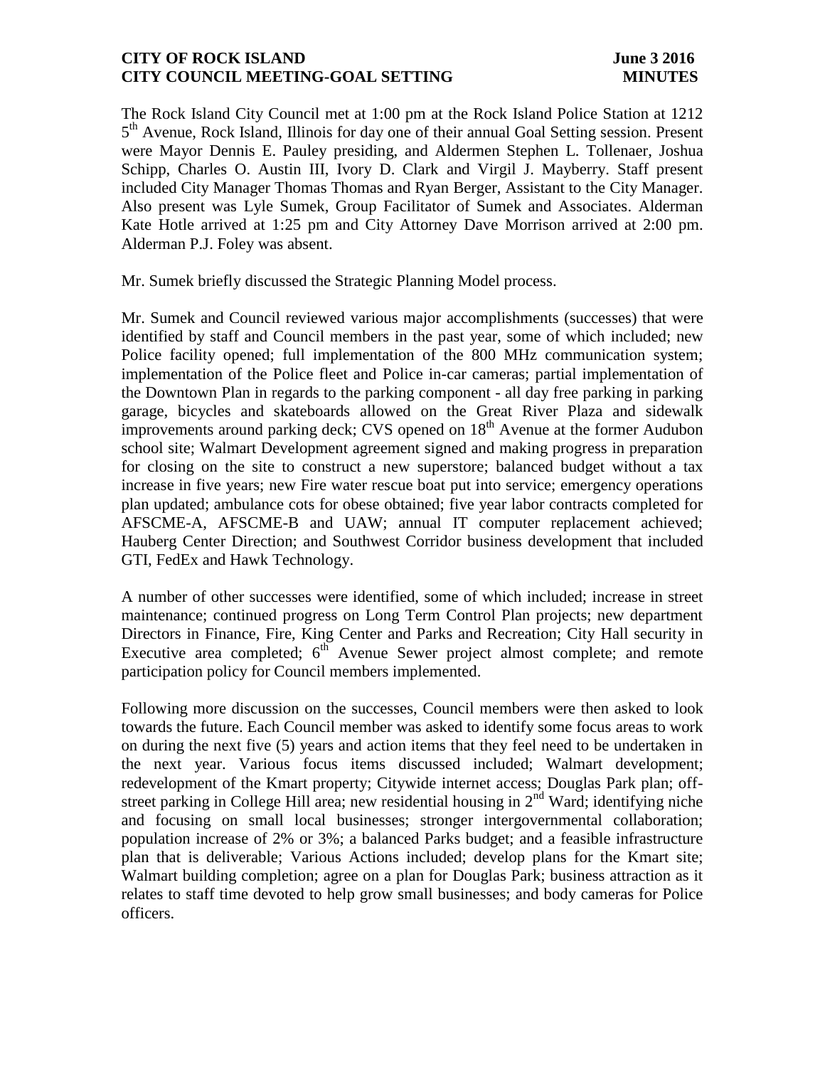**CITY OF ROCK ISLAND** **June 3 2016**
**CITY COUNCIL MEETING-GOAL SETTING** **MINUTES**

The Rock Island City Council met at 1:00 pm at the Rock Island Police Station at 1212 5th Avenue, Rock Island, Illinois for day one of their annual Goal Setting session. Present were Mayor Dennis E. Pauley presiding, and Aldermen Stephen L. Tollenaer, Joshua Schipp, Charles O. Austin III, Ivory D. Clark and Virgil J. Mayberry. Staff present included City Manager Thomas Thomas and Ryan Berger, Assistant to the City Manager. Also present was Lyle Sumek, Group Facilitator of Sumek and Associates. Alderman Kate Hotle arrived at 1:25 pm and City Attorney Dave Morrison arrived at 2:00 pm. Alderman P.J. Foley was absent.

Mr. Sumek briefly discussed the Strategic Planning Model process.

Mr. Sumek and Council reviewed various major accomplishments (successes) that were identified by staff and Council members in the past year, some of which included; new Police facility opened; full implementation of the 800 MHz communication system; implementation of the Police fleet and Police in-car cameras; partial implementation of the Downtown Plan in regards to the parking component - all day free parking in parking garage, bicycles and skateboards allowed on the Great River Plaza and sidewalk improvements around parking deck; CVS opened on 18th Avenue at the former Audubon school site; Walmart Development agreement signed and making progress in preparation for closing on the site to construct a new superstore; balanced budget without a tax increase in five years; new Fire water rescue boat put into service; emergency operations plan updated; ambulance cots for obese obtained; five year labor contracts completed for AFSCME-A, AFSCME-B and UAW; annual IT computer replacement achieved; Hauberg Center Direction; and Southwest Corridor business development that included GTI, FedEx and Hawk Technology.

A number of other successes were identified, some of which included; increase in street maintenance; continued progress on Long Term Control Plan projects; new department Directors in Finance, Fire, King Center and Parks and Recreation; City Hall security in Executive area completed; 6th Avenue Sewer project almost complete; and remote participation policy for Council members implemented.

Following more discussion on the successes, Council members were then asked to look towards the future. Each Council member was asked to identify some focus areas to work on during the next five (5) years and action items that they feel need to be undertaken in the next year. Various focus items discussed included; Walmart development; redevelopment of the Kmart property; Citywide internet access; Douglas Park plan; off-street parking in College Hill area; new residential housing in 2nd Ward; identifying niche and focusing on small local businesses; stronger intergovernmental collaboration; population increase of 2% or 3%; a balanced Parks budget; and a feasible infrastructure plan that is deliverable; Various Actions included; develop plans for the Kmart site; Walmart building completion; agree on a plan for Douglas Park; business attraction as it relates to staff time devoted to help grow small businesses; and body cameras for Police officers.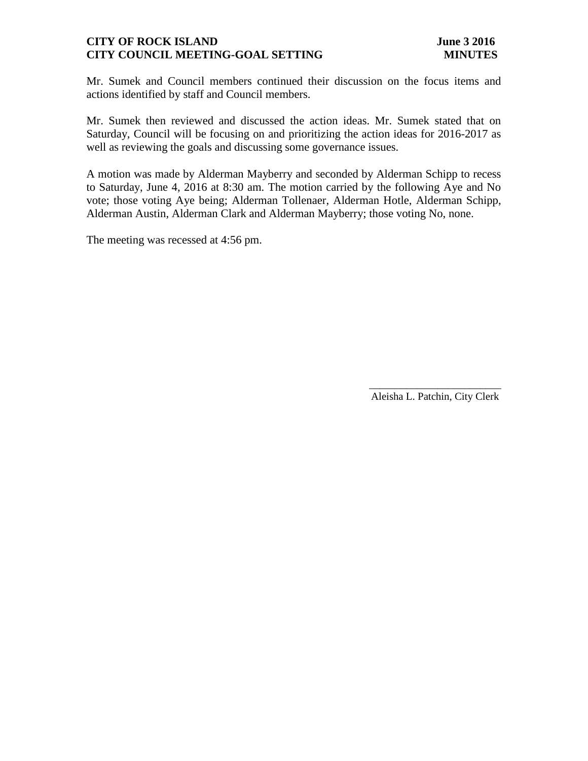Mr. Sumek and Council members continued their discussion on the focus items and actions identified by staff and Council members.

Mr. Sumek then reviewed and discussed the action ideas. Mr. Sumek stated that on Saturday, Council will be focusing on and prioritizing the action ideas for 2016-2017 as well as reviewing the goals and discussing some governance issues.

A motion was made by Alderman Mayberry and seconded by Alderman Schipp to recess to Saturday, June 4, 2016 at 8:30 am. The motion carried by the following Aye and No vote; those voting Aye being; Alderman Tollenaer, Alderman Hotle, Alderman Schipp, Alderman Austin, Alderman Clark and Alderman Mayberry; those voting No, none.

The meeting was recessed at 4:56 pm.

\_\_\_\_\_\_\_\_\_\_\_\_\_\_\_\_\_\_\_\_\_\_\_\_\_

Aleisha L. Patchin, City Clerk